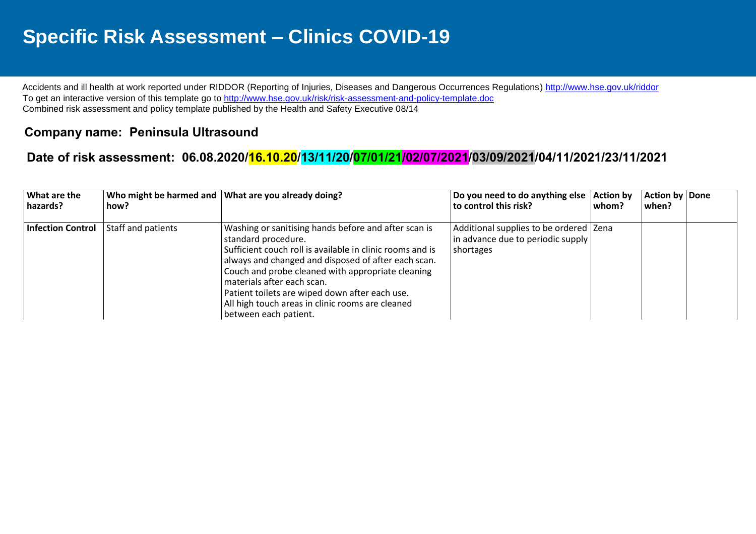# Specific Risk Assessment – Clinics COVID-19

Accidents and ill health at work reported under RIDDOR (Reporting of Injuries, Diseases and Dangerous Occurrences Regulations) http://www.hse.gov.uk/riddor
To get an interactive version of this template go to http://www.hse.gov.uk/risk/risk-assessment-and-policy-template.doc
Combined risk assessment and policy template published by the Health and Safety Executive 08/14

## Company name: Peninsula Ultrasound

## Date of risk assessment: 06.08.2020/16.10.20/13/11/20/07/01/21/02/07/2021/03/09/2021/04/11/2021/23/11/2021

| What are the hazards? | Who might be harmed and how? | What are you already doing? | Do you need to do anything else to control this risk? | Action by whom? | Action by when? | Done |
|---|---|---|---|---|---|---|
| **Infection Control** | Staff and patients | Washing or sanitising hands before and after scan is standard procedure.<br>Sufficient couch roll is available in clinic rooms and is always and changed and disposed of after each scan.<br>Couch and probe cleaned with appropriate cleaning materials after each scan.<br>Patient toilets are wiped down after each use.<br>All high touch areas in clinic rooms are cleaned between each patient. | Additional supplies to be ordered in advance due to periodic supply shortages | Zena | | |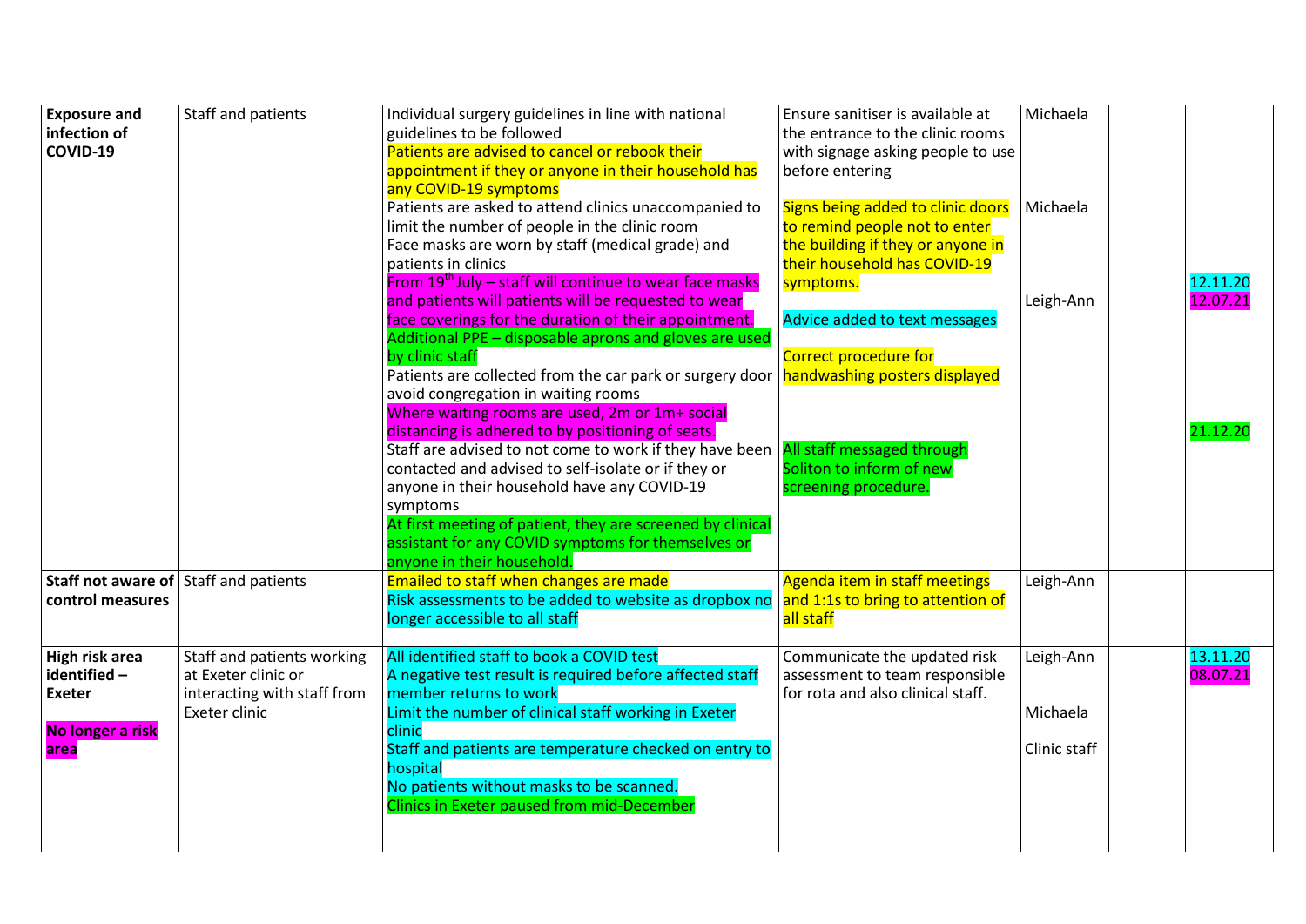| | | | | | | |
|---|---|---|---|---|---|---|
| **Exposure and infection of COVID-19** | Staff and patients | Individual surgery guidelines in line with national guidelines to be followed<br>Patients are advised to cancel or rebook their appointment if they or anyone in their household has any COVID-19 symptoms<br>Patients are asked to attend clinics unaccompanied to limit the number of people in the clinic room<br>Face masks are worn by staff (medical grade) and patients in clinics<br>From 19th July – staff will continue to wear face masks and patients will be requested to wear face coverings for the duration of their appointment.<br>Additional PPE – disposable aprons and gloves are used by clinic staff<br>Patients are collected from the car park or surgery door avoid congregation in waiting rooms<br>Where waiting rooms are used, 2m or 1m+ social distancing is adhered to by positioning of seats.<br>Staff are advised to not come to work if they have been contacted and advised to self-isolate or if they or anyone in their household have any COVID-19 symptoms<br>At first meeting of patient, they are screened by clinical assistant for any COVID symptoms for themselves or anyone in their household. | Ensure sanitiser is available at the entrance to the clinic rooms with signage asking people to use before entering<br><br>Signs being added to clinic doors to remind people not to enter the building if they or anyone in their household has COVID-19 symptoms.<br><br>Advice added to text messages<br><br>Correct procedure for handwashing posters displayed<br><br>All staff messaged through Soliton to inform of new screening procedure. | Michaela<br><br>Michaela<br><br>Leigh-Ann | | 12.11.20<br>12.07.21<br><br>21.12.20 |
| **Staff not aware of control measures** | Staff and patients | Emailed to staff when changes are made<br>Risk assessments to be added to website as dropbox no longer accessible to all staff | Agenda item in staff meetings and 1:1s to bring to attention of all staff | Leigh-Ann | | |
| **High risk area identified – Exeter**<br><br>**No longer a risk area** | Staff and patients working at Exeter clinic or interacting with staff from Exeter clinic | All identified staff to book a COVID test<br>A negative test result is required before affected staff member returns to work<br>Limit the number of clinical staff working in Exeter clinic<br>Staff and patients are temperature checked on entry to hospital<br>No patients without masks to be scanned.<br>Clinics in Exeter paused from mid-December | Communicate the updated risk assessment to team responsible for rota and also clinical staff. | Leigh-Ann<br><br>Michaela<br><br>Clinic staff | | 13.11.20<br>08.07.21 |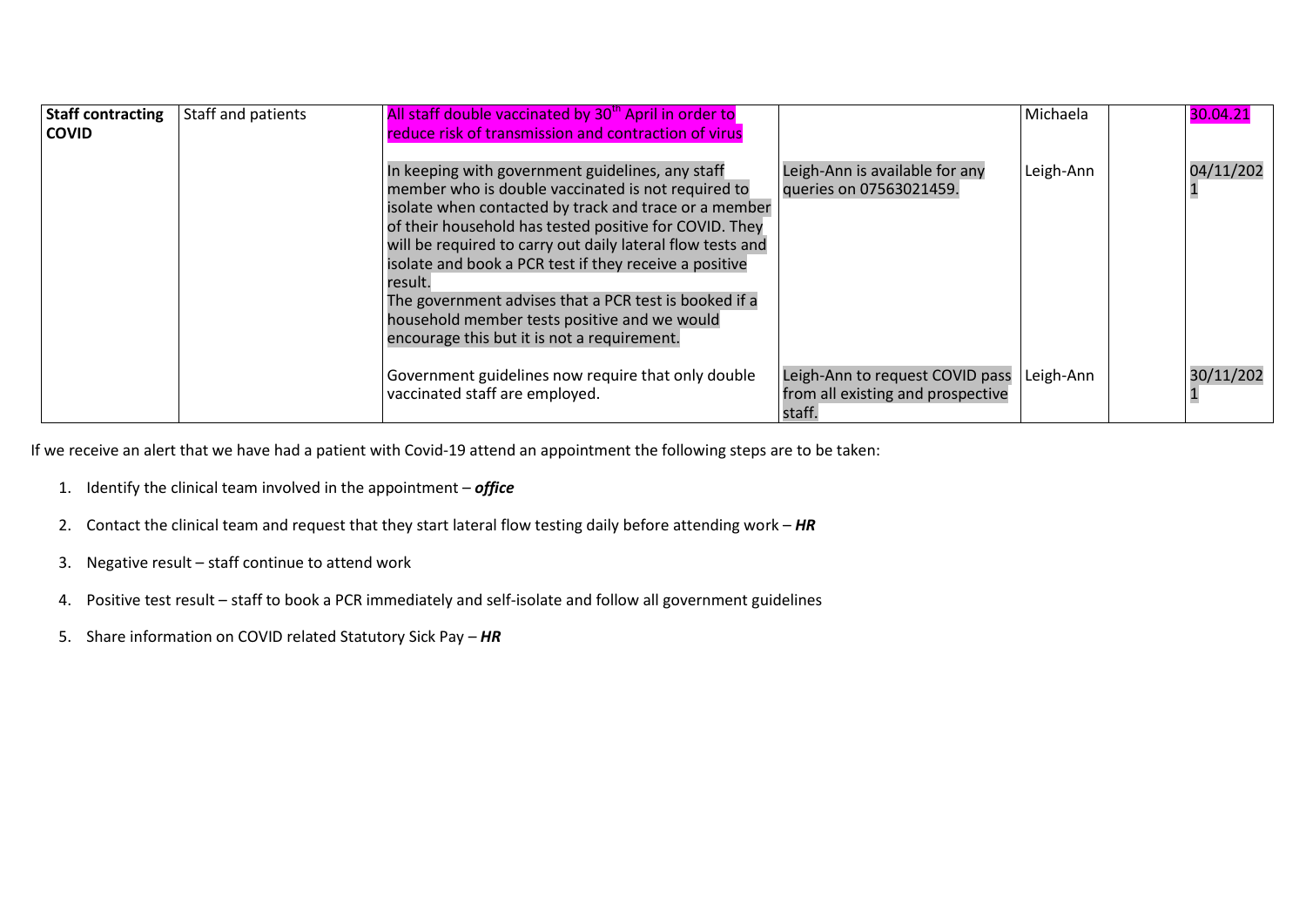| | | | | | | |
|---|---|---|---|---|---|---|
| **Staff contracting COVID** | Staff and patients | All staff double vaccinated by 30th April in order to reduce risk of transmission and contraction of virus | | Michaela | | 30.04.21 |
| | | In keeping with government guidelines, any staff member who is double vaccinated is not required to isolate when contacted by track and trace or a member of their household has tested positive for COVID. They will be required to carry out daily lateral flow tests and isolate and book a PCR test if they receive a positive result.<br>The government advises that a PCR test is booked if a household member tests positive and we would encourage this but it is not a requirement. | Leigh-Ann is available for any queries on 07563021459. | Leigh-Ann | | 04/11/2021 |
| | | Government guidelines now require that only double vaccinated staff are employed. | Leigh-Ann to request COVID pass from all existing and prospective staff. | Leigh-Ann | | 30/11/2021 |

If we receive an alert that we have had a patient with Covid-19 attend an appointment the following steps are to be taken:

1. Identify the clinical team involved in the appointment – ***office***
2. Contact the clinical team and request that they start lateral flow testing daily before attending work – ***HR***
3. Negative result – staff continue to attend work
4. Positive test result – staff to book a PCR immediately and self-isolate and follow all government guidelines
5. Share information on COVID related Statutory Sick Pay – ***HR***